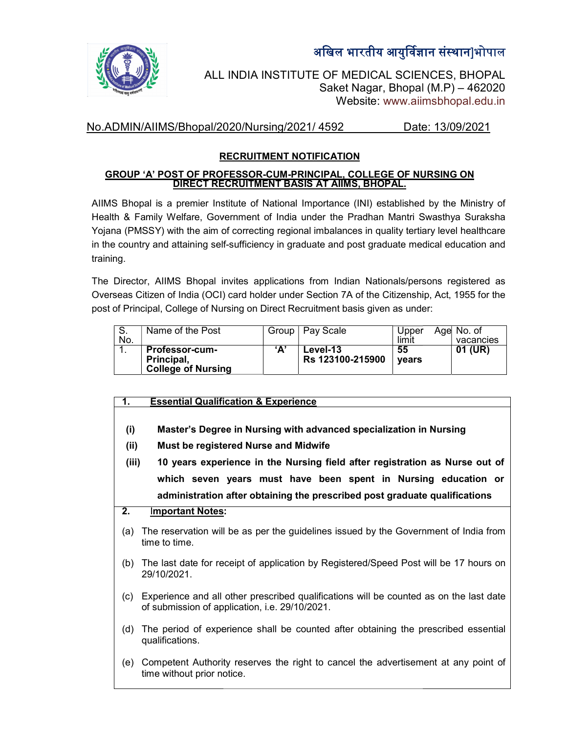अखिल भारतीय आयुर्विज्ञान संस्थान]भोपाल

ALL INDIA INSTITUTE OF MEDICAL SCIENCES, BHOPAL
Saket Nagar, Bhopal (M.P) – 462020
Website: www.aiimsbhopal.edu.in

No.ADMIN/AIIMS/Bhopal/2020/Nursing/2021/ 4592 Date: 13/09/2021

## RECRUITMENT NOTIFICATION

### GROUP 'A' POST OF PROFESSOR-CUM-PRINCIPAL, COLLEGE OF NURSING ON DIRECT RECRUITMENT BASIS AT AIIMS, BHOPAL.

AIIMS Bhopal is a premier Institute of National Importance (INI) established by the Ministry of Health & Family Welfare, Government of India under the Pradhan Mantri Swasthya Suraksha Yojana (PMSSY) with the aim of correcting regional imbalances in quality tertiary level healthcare in the country and attaining self-sufficiency in graduate and post graduate medical education and training.

The Director, AIIMS Bhopal invites applications from Indian Nationals/persons registered as Overseas Citizen of India (OCI) card holder under Section 7A of the Citizenship, Act, 1955 for the post of Principal, College of Nursing on Direct Recruitment basis given as under:

| S. No. | Name of the Post | Group | Pay Scale | Upper Age limit | No. of vacancies |
|---|---|---|---|---|---|
| 1. | **Professor-cum-Principal, College of Nursing** | **'A'** | **Level-13 Rs 123100-215900** | **55 years** | **01 (UR)** |

| 1. | **Essential Qualification & Experience** |
|---|---|
| **(i)** | **Master's Degree in Nursing with advanced specialization in Nursing** |
| **(ii)** | **Must be registered Nurse and Midwife** |
| **(iii)** | **10 years experience in the Nursing field after registration as Nurse out of which seven years must have been spent in Nursing education or administration after obtaining the prescribed post graduate qualifications** |

**2. Important Notes:**

(a) The reservation will be as per the guidelines issued by the Government of India from time to time.

(b) The last date for receipt of application by Registered/Speed Post will be 17 hours on 29/10/2021.

(c) Experience and all other prescribed qualifications will be counted as on the last date of submission of application, i.e. 29/10/2021.

(d) The period of experience shall be counted after obtaining the prescribed essential qualifications.

(e) Competent Authority reserves the right to cancel the advertisement at any point of time without prior notice.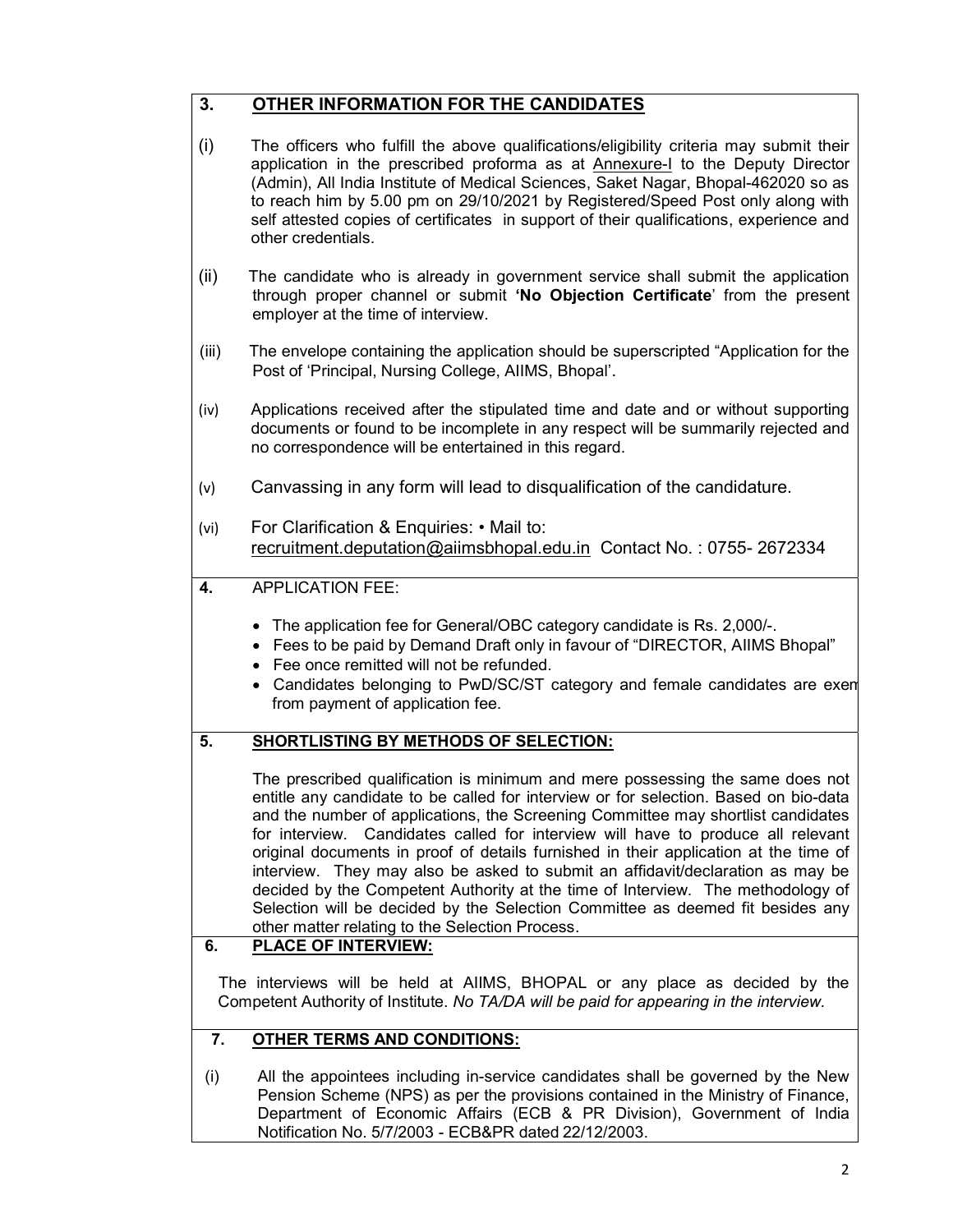## 3. OTHER INFORMATION FOR THE CANDIDATES

(i) The officers who fulfill the above qualifications/eligibility criteria may submit their application in the prescribed proforma as at Annexure-I to the Deputy Director (Admin), All India Institute of Medical Sciences, Saket Nagar, Bhopal-462020 so as to reach him by 5.00 pm on 29/10/2021 by Registered/Speed Post only along with self attested copies of certificates in support of their qualifications, experience and other credentials.

(ii) The candidate who is already in government service shall submit the application through proper channel or submit **'No Objection Certificate**' from the present employer at the time of interview.

(iii) The envelope containing the application should be superscripted "Application for the Post of 'Principal, Nursing College, AIIMS, Bhopal'.

(iv) Applications received after the stipulated time and date and or without supporting documents or found to be incomplete in any respect will be summarily rejected and no correspondence will be entertained in this regard.

(v) Canvassing in any form will lead to disqualification of the candidature.

(vi) For Clarification & Enquiries: • Mail to: recruitment.deputation@aiimsbhopal.edu.in Contact No. : 0755- 2672334

## 4. APPLICATION FEE:

- The application fee for General/OBC category candidate is Rs. 2,000/-.
- Fees to be paid by Demand Draft only in favour of "DIRECTOR, AIIMS Bhopal"
- Fee once remitted will not be refunded.
- Candidates belonging to PwD/SC/ST category and female candidates are exem from payment of application fee.

## 5. SHORTLISTING BY METHODS OF SELECTION:

The prescribed qualification is minimum and mere possessing the same does not entitle any candidate to be called for interview or for selection. Based on bio-data and the number of applications, the Screening Committee may shortlist candidates for interview. Candidates called for interview will have to produce all relevant original documents in proof of details furnished in their application at the time of interview. They may also be asked to submit an affidavit/declaration as may be decided by the Competent Authority at the time of Interview. The methodology of Selection will be decided by the Selection Committee as deemed fit besides any other matter relating to the Selection Process.

## 6. PLACE OF INTERVIEW:

The interviews will be held at AIIMS, BHOPAL or any place as decided by the Competent Authority of Institute. *No TA/DA will be paid for appearing in the interview.*

## 7. OTHER TERMS AND CONDITIONS:

(i) All the appointees including in-service candidates shall be governed by the New Pension Scheme (NPS) as per the provisions contained in the Ministry of Finance, Department of Economic Affairs (ECB & PR Division), Government of India Notification No. 5/7/2003 - ECB&PR dated 22/12/2003.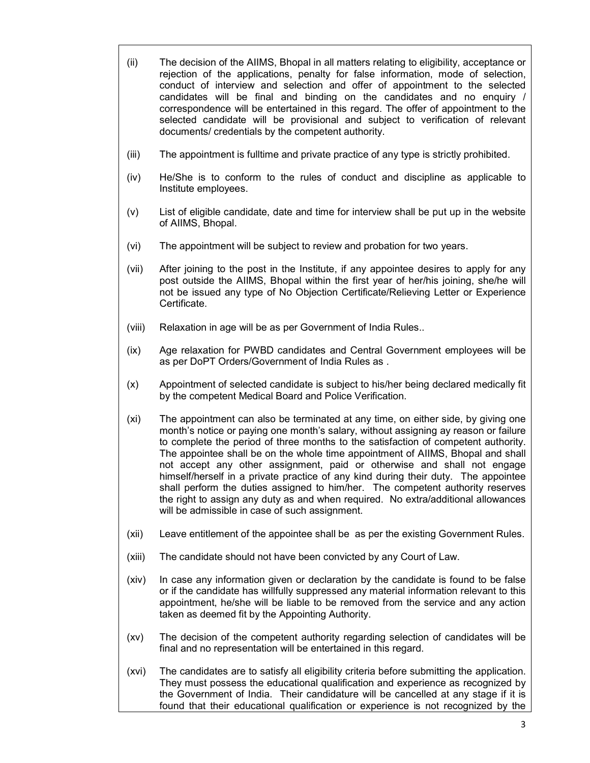(ii) The decision of the AIIMS, Bhopal in all matters relating to eligibility, acceptance or rejection of the applications, penalty for false information, mode of selection, conduct of interview and selection and offer of appointment to the selected candidates will be final and binding on the candidates and no enquiry / correspondence will be entertained in this regard. The offer of appointment to the selected candidate will be provisional and subject to verification of relevant documents/ credentials by the competent authority.

(iii) The appointment is fulltime and private practice of any type is strictly prohibited.

(iv) He/She is to conform to the rules of conduct and discipline as applicable to Institute employees.

(v) List of eligible candidate, date and time for interview shall be put up in the website of AIIMS, Bhopal.

(vi) The appointment will be subject to review and probation for two years.

(vii) After joining to the post in the Institute, if any appointee desires to apply for any post outside the AIIMS, Bhopal within the first year of her/his joining, she/he will not be issued any type of No Objection Certificate/Relieving Letter or Experience Certificate.

(viii) Relaxation in age will be as per Government of India Rules..

(ix) Age relaxation for PWBD candidates and Central Government employees will be as per DoPT Orders/Government of India Rules as .

(x) Appointment of selected candidate is subject to his/her being declared medically fit by the competent Medical Board and Police Verification.

(xi) The appointment can also be terminated at any time, on either side, by giving one month's notice or paying one month's salary, without assigning ay reason or failure to complete the period of three months to the satisfaction of competent authority. The appointee shall be on the whole time appointment of AIIMS, Bhopal and shall not accept any other assignment, paid or otherwise and shall not engage himself/herself in a private practice of any kind during their duty. The appointee shall perform the duties assigned to him/her. The competent authority reserves the right to assign any duty as and when required. No extra/additional allowances will be admissible in case of such assignment.

(xii) Leave entitlement of the appointee shall be as per the existing Government Rules.

(xiii) The candidate should not have been convicted by any Court of Law.

(xiv) In case any information given or declaration by the candidate is found to be false or if the candidate has willfully suppressed any material information relevant to this appointment, he/she will be liable to be removed from the service and any action taken as deemed fit by the Appointing Authority.

(xv) The decision of the competent authority regarding selection of candidates will be final and no representation will be entertained in this regard.

(xvi) The candidates are to satisfy all eligibility criteria before submitting the application. They must possess the educational qualification and experience as recognized by the Government of India. Their candidature will be cancelled at any stage if it is found that their educational qualification or experience is not recognized by the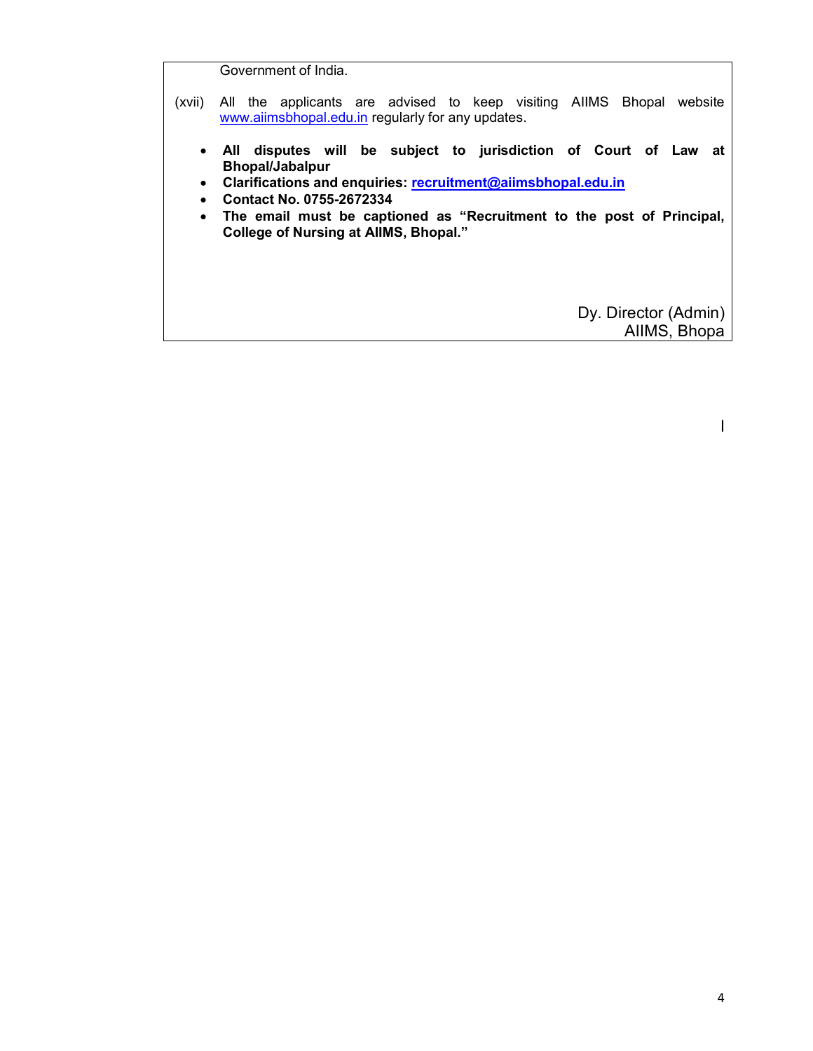Government of India.

(xvii) All the applicants are advised to keep visiting AIIMS Bhopal website www.aiimsbhopal.edu.in regularly for any updates.

- **All disputes will be subject to jurisdiction of Court of Law at Bhopal/Jabalpur**
- **Clarifications and enquiries: recruitment@aiimsbhopal.edu.in**
- **Contact No. 0755-2672334**
- **The email must be captioned as "Recruitment to the post of Principal, College of Nursing at AIIMS, Bhopal."**

Dy. Director (Admin)
AIIMS, Bhopa